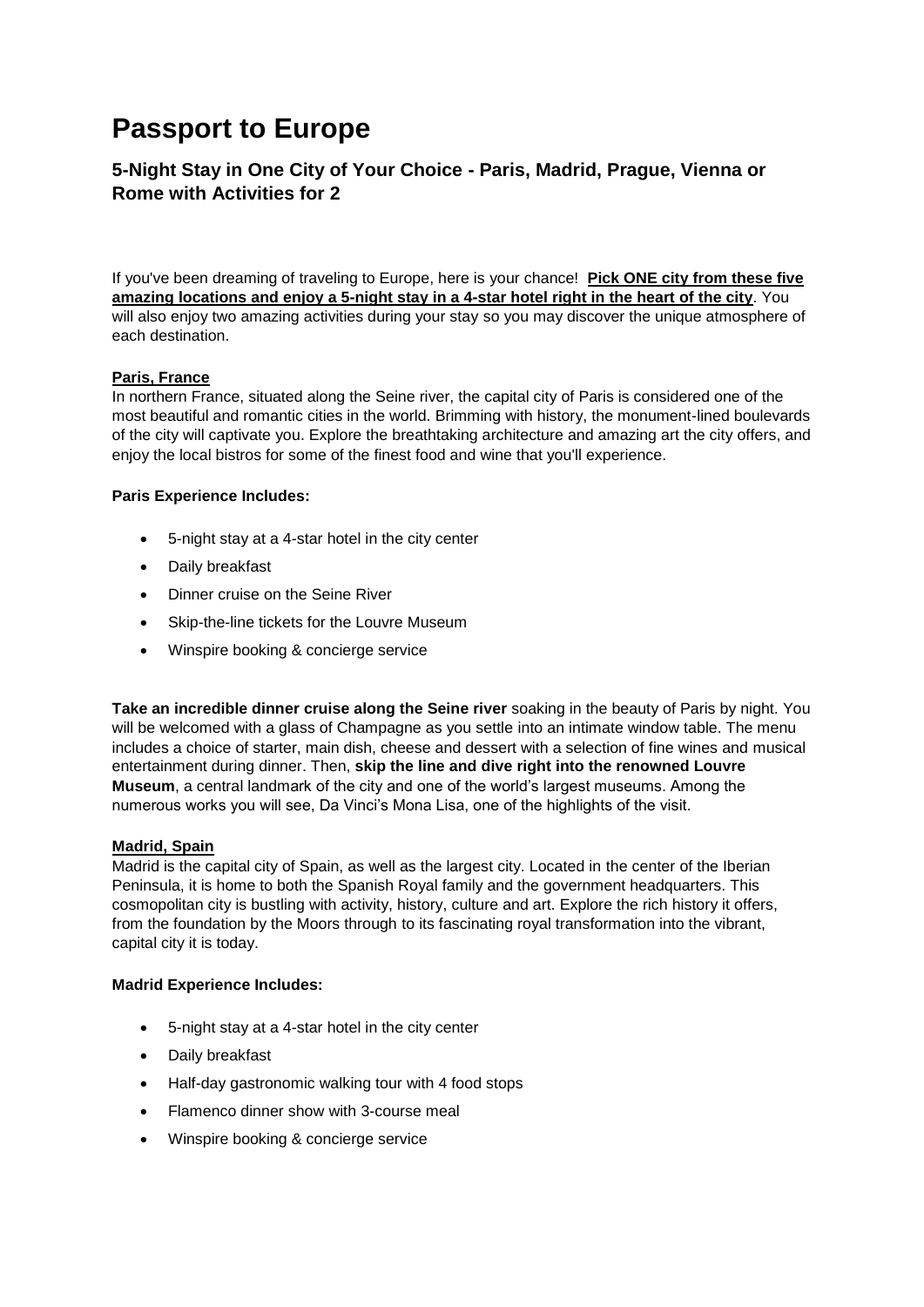# Passport to Europe

## 5-Night Stay in One City of Your Choice - Paris, Madrid, Prague, Vienna or Rome with Activities for 2

If you've been dreaming of traveling to Europe, here is your chance! **Pick ONE city from these five amazing locations and enjoy a 5-night stay in a 4-star hotel right in the heart of the city**. You will also enjoy two amazing activities during your stay so you may discover the unique atmosphere of each destination.

**Paris, France**

In northern France, situated along the Seine river, the capital city of Paris is considered one of the most beautiful and romantic cities in the world. Brimming with history, the monument-lined boulevards of the city will captivate you. Explore the breathtaking architecture and amazing art the city offers, and enjoy the local bistros for some of the finest food and wine that you'll experience.

**Paris Experience Includes:**

- 5-night stay at a 4-star hotel in the city center
- Daily breakfast
- Dinner cruise on the Seine River
- Skip-the-line tickets for the Louvre Museum
- Winspire booking & concierge service

**Take an incredible dinner cruise along the Seine river** soaking in the beauty of Paris by night. You will be welcomed with a glass of Champagne as you settle into an intimate window table. The menu includes a choice of starter, main dish, cheese and dessert with a selection of fine wines and musical entertainment during dinner. Then, **skip the line and dive right into the renowned Louvre Museum**, a central landmark of the city and one of the world's largest museums. Among the numerous works you will see, Da Vinci's Mona Lisa, one of the highlights of the visit.

**Madrid, Spain**

Madrid is the capital city of Spain, as well as the largest city. Located in the center of the Iberian Peninsula, it is home to both the Spanish Royal family and the government headquarters. This cosmopolitan city is bustling with activity, history, culture and art. Explore the rich history it offers, from the foundation by the Moors through to its fascinating royal transformation into the vibrant, capital city it is today.

**Madrid Experience Includes:**

- 5-night stay at a 4-star hotel in the city center
- Daily breakfast
- Half-day gastronomic walking tour with 4 food stops
- Flamenco dinner show with 3-course meal
- Winspire booking & concierge service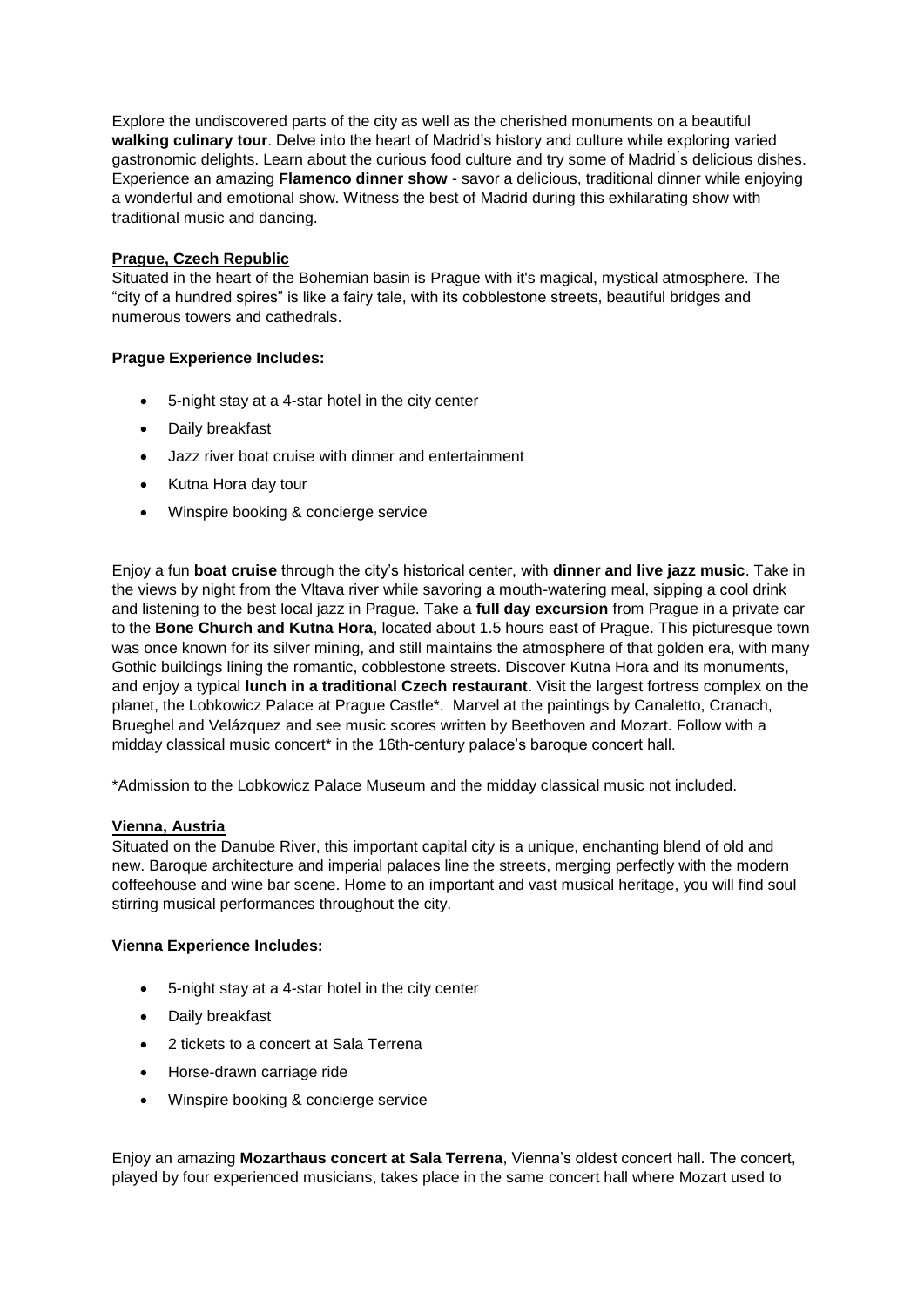Explore the undiscovered parts of the city as well as the cherished monuments on a beautiful **walking culinary tour**. Delve into the heart of Madrid's history and culture while exploring varied gastronomic delights. Learn about the curious food culture and try some of Madrid´s delicious dishes. Experience an amazing **Flamenco dinner show** - savor a delicious, traditional dinner while enjoying a wonderful and emotional show. Witness the best of Madrid during this exhilarating show with traditional music and dancing.

**Prague, Czech Republic**

Situated in the heart of the Bohemian basin is Prague with it's magical, mystical atmosphere. The "city of a hundred spires" is like a fairy tale, with its cobblestone streets, beautiful bridges and numerous towers and cathedrals.

**Prague Experience Includes:**

- 5-night stay at a 4-star hotel in the city center
- Daily breakfast
- Jazz river boat cruise with dinner and entertainment
- Kutna Hora day tour
- Winspire booking & concierge service

Enjoy a fun **boat cruise** through the city's historical center, with **dinner and live jazz music**. Take in the views by night from the Vltava river while savoring a mouth-watering meal, sipping a cool drink and listening to the best local jazz in Prague. Take a **full day excursion** from Prague in a private car to the **Bone Church and Kutna Hora**, located about 1.5 hours east of Prague. This picturesque town was once known for its silver mining, and still maintains the atmosphere of that golden era, with many Gothic buildings lining the romantic, cobblestone streets. Discover Kutna Hora and its monuments, and enjoy a typical **lunch in a traditional Czech restaurant**. Visit the largest fortress complex on the planet, the Lobkowicz Palace at Prague Castle*. Marvel at the paintings by Canaletto, Cranach, Brueghel and Velázquez and see music scores written by Beethoven and Mozart. Follow with a midday classical music concert* in the 16th-century palace's baroque concert hall.

*Admission to the Lobkowicz Palace Museum and the midday classical music not included.

**Vienna, Austria**

Situated on the Danube River, this important capital city is a unique, enchanting blend of old and new. Baroque architecture and imperial palaces line the streets, merging perfectly with the modern coffeehouse and wine bar scene. Home to an important and vast musical heritage, you will find soul stirring musical performances throughout the city.

**Vienna Experience Includes:**

- 5-night stay at a 4-star hotel in the city center
- Daily breakfast
- 2 tickets to a concert at Sala Terrena
- Horse-drawn carriage ride
- Winspire booking & concierge service

Enjoy an amazing **Mozarthaus concert at Sala Terrena**, Vienna's oldest concert hall. The concert, played by four experienced musicians, takes place in the same concert hall where Mozart used to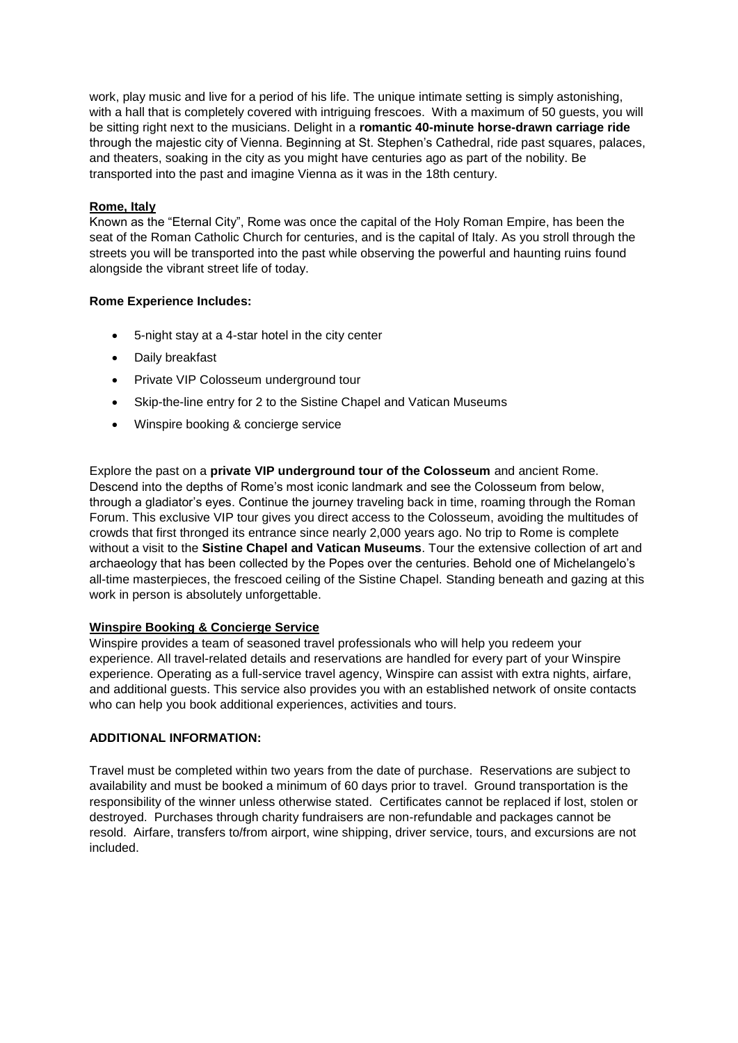work, play music and live for a period of his life. The unique intimate setting is simply astonishing, with a hall that is completely covered with intriguing frescoes. With a maximum of 50 guests, you will be sitting right next to the musicians. Delight in a **romantic 40-minute horse-drawn carriage ride** through the majestic city of Vienna. Beginning at St. Stephen's Cathedral, ride past squares, palaces, and theaters, soaking in the city as you might have centuries ago as part of the nobility. Be transported into the past and imagine Vienna as it was in the 18th century.

**Rome, Italy**

Known as the "Eternal City", Rome was once the capital of the Holy Roman Empire, has been the seat of the Roman Catholic Church for centuries, and is the capital of Italy. As you stroll through the streets you will be transported into the past while observing the powerful and haunting ruins found alongside the vibrant street life of today.

**Rome Experience Includes:**

- 5-night stay at a 4-star hotel in the city center
- Daily breakfast
- Private VIP Colosseum underground tour
- Skip-the-line entry for 2 to the Sistine Chapel and Vatican Museums
- Winspire booking & concierge service

Explore the past on a **private VIP underground tour of the Colosseum** and ancient Rome. Descend into the depths of Rome's most iconic landmark and see the Colosseum from below, through a gladiator's eyes. Continue the journey traveling back in time, roaming through the Roman Forum. This exclusive VIP tour gives you direct access to the Colosseum, avoiding the multitudes of crowds that first thronged its entrance since nearly 2,000 years ago. No trip to Rome is complete without a visit to the **Sistine Chapel and Vatican Museums**. Tour the extensive collection of art and archaeology that has been collected by the Popes over the centuries. Behold one of Michelangelo's all-time masterpieces, the frescoed ceiling of the Sistine Chapel. Standing beneath and gazing at this work in person is absolutely unforgettable.

**Winspire Booking & Concierge Service**

Winspire provides a team of seasoned travel professionals who will help you redeem your experience. All travel-related details and reservations are handled for every part of your Winspire experience. Operating as a full-service travel agency, Winspire can assist with extra nights, airfare, and additional guests. This service also provides you with an established network of onsite contacts who can help you book additional experiences, activities and tours.

**ADDITIONAL INFORMATION:**

Travel must be completed within two years from the date of purchase. Reservations are subject to availability and must be booked a minimum of 60 days prior to travel. Ground transportation is the responsibility of the winner unless otherwise stated. Certificates cannot be replaced if lost, stolen or destroyed. Purchases through charity fundraisers are non-refundable and packages cannot be resold. Airfare, transfers to/from airport, wine shipping, driver service, tours, and excursions are not included.